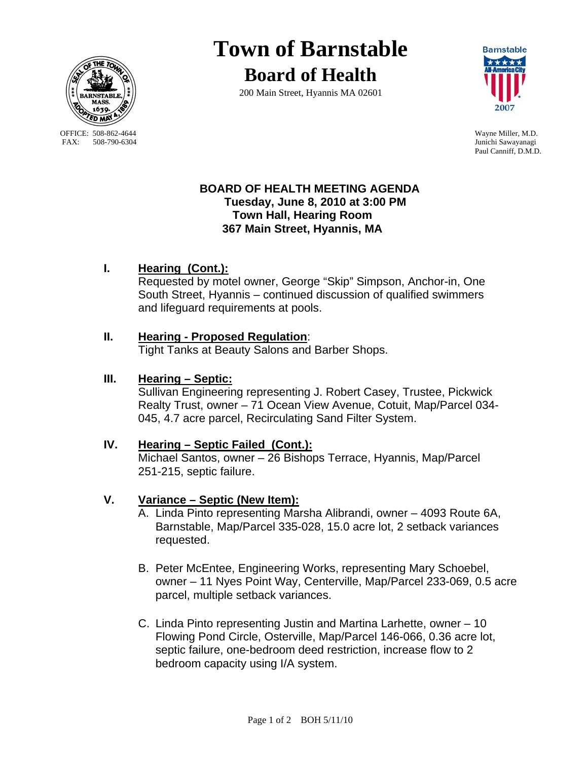# Town of Barnstable

## Board of Health

200 Main Street, Hyannis MA 02601

OFFICE: 508-862-4644
FAX: 508-790-6304

Wayne Miller, M.D.
Junichi Sawayanagi
Paul Canniff, D.M.D.

### BOARD OF HEALTH MEETING AGENDA
**Tuesday, June 8, 2010 at 3:00 PM**
**Town Hall, Hearing Room**
**367 Main Street, Hyannis, MA**

**I. Hearing (Cont.):**
Requested by motel owner, George "Skip" Simpson, Anchor-in, One South Street, Hyannis – continued discussion of qualified swimmers and lifeguard requirements at pools.

**II. Hearing - Proposed Regulation:**
Tight Tanks at Beauty Salons and Barber Shops.

**III. Hearing – Septic:**
Sullivan Engineering representing J. Robert Casey, Trustee, Pickwick Realty Trust, owner – 71 Ocean View Avenue, Cotuit, Map/Parcel 034-045, 4.7 acre parcel, Recirculating Sand Filter System.

**IV. Hearing – Septic Failed (Cont.):**
Michael Santos, owner – 26 Bishops Terrace, Hyannis, Map/Parcel 251-215, septic failure.

**V. Variance – Septic (New Item):**

A. Linda Pinto representing Marsha Alibrandi, owner – 4093 Route 6A, Barnstable, Map/Parcel 335-028, 15.0 acre lot, 2 setback variances requested.

B. Peter McEntee, Engineering Works, representing Mary Schoebel, owner – 11 Nyes Point Way, Centerville, Map/Parcel 233-069, 0.5 acre parcel, multiple setback variances.

C. Linda Pinto representing Justin and Martina Larhette, owner – 10 Flowing Pond Circle, Osterville, Map/Parcel 146-066, 0.36 acre lot, septic failure, one-bedroom deed restriction, increase flow to 2 bedroom capacity using I/A system.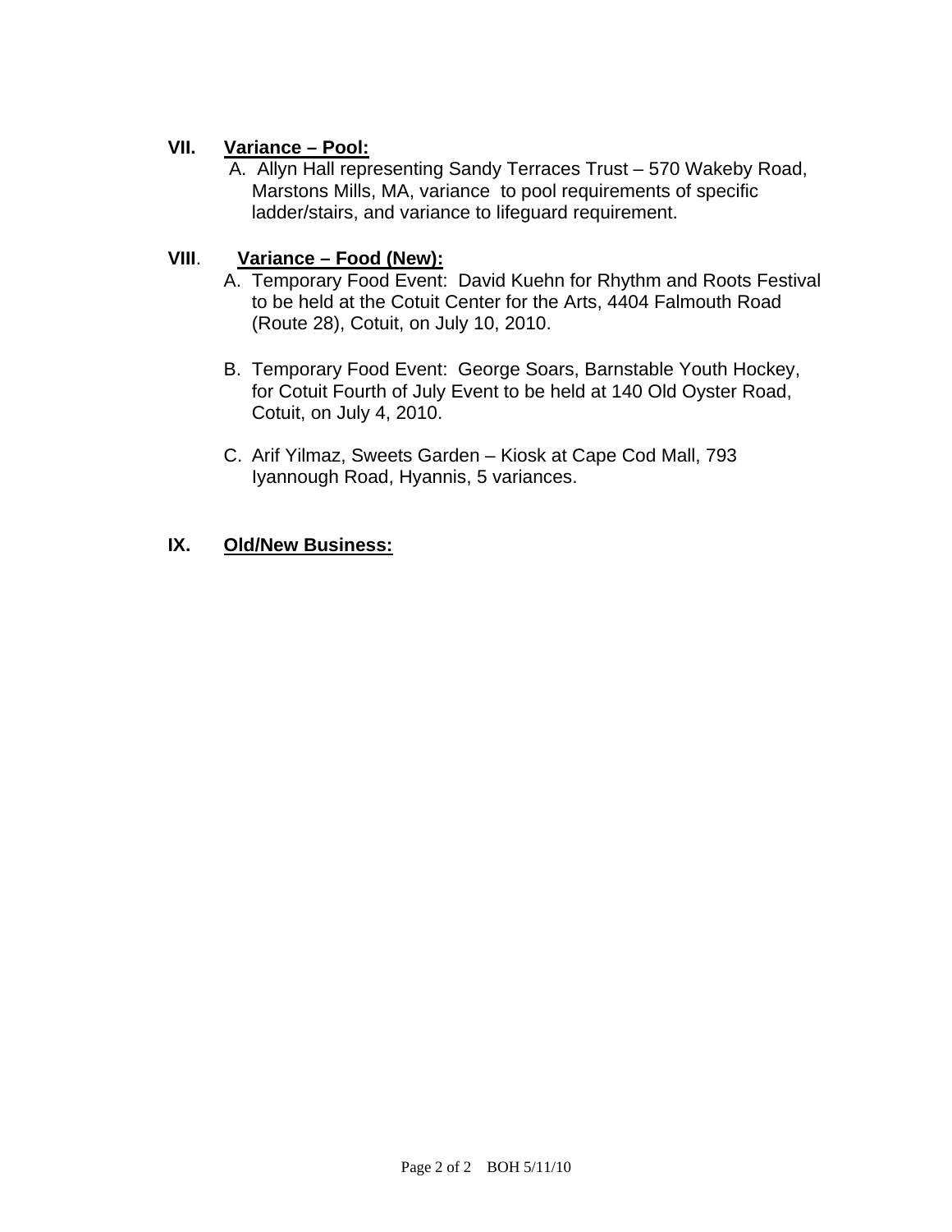**VII. Variance – Pool:**

A. Allyn Hall representing Sandy Terraces Trust – 570 Wakeby Road, Marstons Mills, MA, variance to pool requirements of specific ladder/stairs, and variance to lifeguard requirement.

**VIII. Variance – Food (New):**

A. Temporary Food Event: David Kuehn for Rhythm and Roots Festival to be held at the Cotuit Center for the Arts, 4404 Falmouth Road (Route 28), Cotuit, on July 10, 2010.

B. Temporary Food Event: George Soars, Barnstable Youth Hockey, for Cotuit Fourth of July Event to be held at 140 Old Oyster Road, Cotuit, on July 4, 2010.

C. Arif Yilmaz, Sweets Garden – Kiosk at Cape Cod Mall, 793 Iyannough Road, Hyannis, 5 variances.

**IX. Old/New Business:**